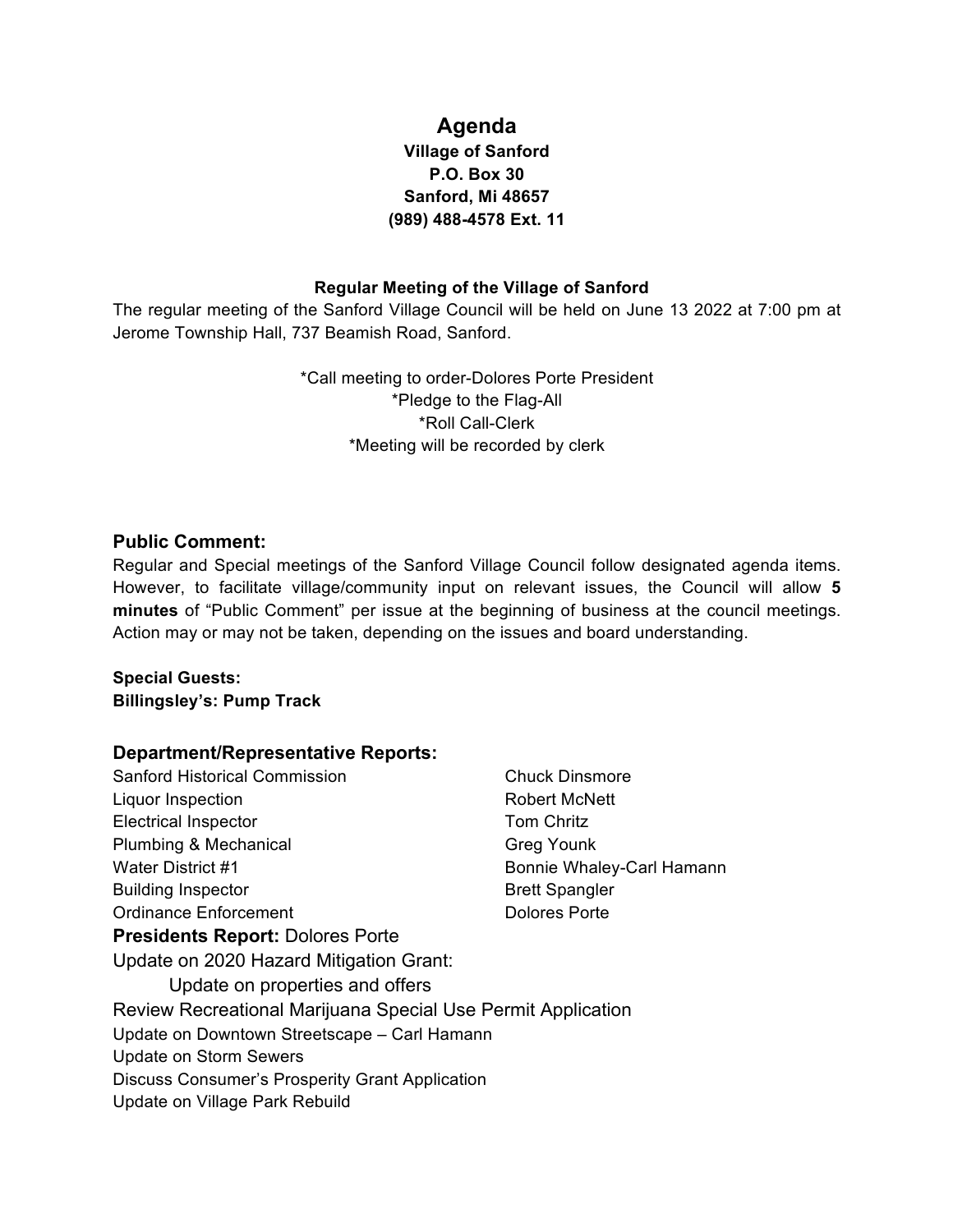# Agenda

**Village of Sanford**
**P.O. Box 30**
**Sanford, Mi 48657**
**(989) 488-4578 Ext. 11**

**Regular Meeting of the Village of Sanford**

The regular meeting of the Sanford Village Council will be held on June 13 2022 at 7:00 pm at Jerome Township Hall, 737 Beamish Road, Sanford.

*Call meeting to order-Dolores Porte President
*Pledge to the Flag-All
*Roll Call-Clerk
*Meeting will be recorded by clerk

## Public Comment:

Regular and Special meetings of the Sanford Village Council follow designated agenda items. However, to facilitate village/community input on relevant issues, the Council will allow **5 minutes** of "Public Comment" per issue at the beginning of business at the council meetings. Action may or may not be taken, depending on the issues and board understanding.

**Special Guests:**
**Billingsley's: Pump Track**

## Department/Representative Reports:

| | |
|---|---|
| Sanford Historical Commission | Chuck Dinsmore |
| Liquor Inspection | Robert McNett |
| Electrical Inspector | Tom Chritz |
| Plumbing & Mechanical | Greg Younk |
| Water District #1 | Bonnie Whaley-Carl Hamann |
| Building Inspector | Brett Spangler |
| Ordinance Enforcement | Dolores Porte |

**Presidents Report:** Dolores Porte

Update on 2020 Hazard Mitigation Grant:
- Update on properties and offers

Review Recreational Marijuana Special Use Permit Application
Update on Downtown Streetscape – Carl Hamann
Update on Storm Sewers
Discuss Consumer's Prosperity Grant Application
Update on Village Park Rebuild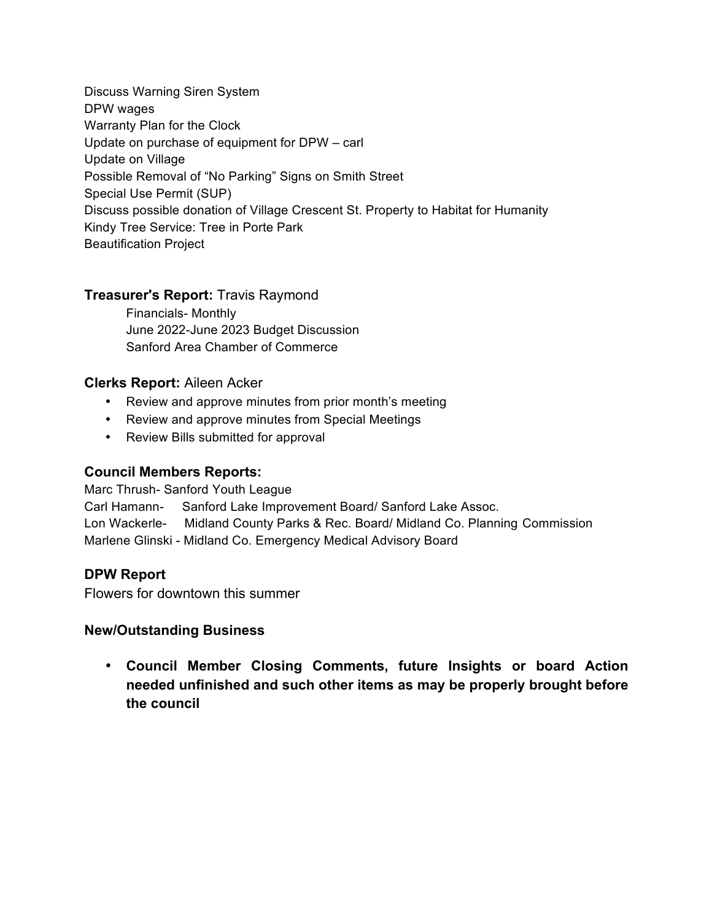Discuss Warning Siren System
DPW wages
Warranty Plan for the Clock
Update on purchase of equipment for DPW – carl
Update on Village
Possible Removal of "No Parking" Signs on Smith Street
Special Use Permit (SUP)
Discuss possible donation of Village Crescent St. Property to Habitat for Humanity
Kindy Tree Service: Tree in Porte Park
Beautification Project

**Treasurer's Report:** Travis Raymond

Financials- Monthly
June 2022-June 2023 Budget Discussion
Sanford Area Chamber of Commerce

**Clerks Report:** Aileen Acker

- Review and approve minutes from prior month's meeting
- Review and approve minutes from Special Meetings
- Review Bills submitted for approval

**Council Members Reports:**

Marc Thrush- Sanford Youth League
Carl Hamann- Sanford Lake Improvement Board/ Sanford Lake Assoc.
Lon Wackerle- Midland County Parks & Rec. Board/ Midland Co. Planning Commission
Marlene Glinski - Midland Co. Emergency Medical Advisory Board

**DPW Report**

Flowers for downtown this summer

**New/Outstanding Business**

- **Council Member Closing Comments, future Insights or board Action needed unfinished and such other items as may be properly brought before the council**